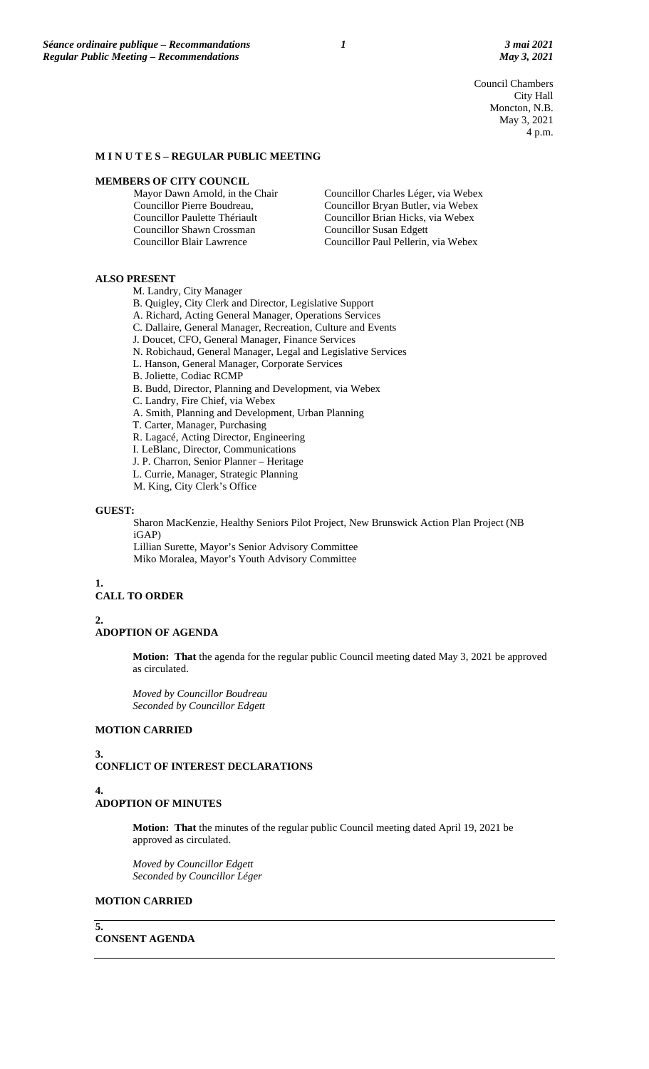Council Chambers
City Hall
Moncton, N.B.
May 3, 2021
4 p.m.

**M I N U T E S – REGULAR PUBLIC MEETING**

**MEMBERS OF CITY COUNCIL**

Mayor Dawn Arnold, in the Chair
Councillor Pierre Boudreau,
Councillor Paulette Thériault
Councillor Shawn Crossman
Councillor Blair Lawrence
Councillor Charles Léger, via Webex
Councillor Bryan Butler, via Webex
Councillor Brian Hicks, via Webex
Councillor Susan Edgett
Councillor Paul Pellerin, via Webex

**ALSO PRESENT**

M. Landry, City Manager
B. Quigley, City Clerk and Director, Legislative Support
A. Richard, Acting General Manager, Operations Services
C. Dallaire, General Manager, Recreation, Culture and Events
J. Doucet, CFO, General Manager, Finance Services
N. Robichaud, General Manager, Legal and Legislative Services
L. Hanson, General Manager, Corporate Services
B. Joliette, Codiac RCMP
B. Budd, Director, Planning and Development, via Webex
C. Landry, Fire Chief, via Webex
A. Smith, Planning and Development, Urban Planning
T. Carter, Manager, Purchasing
R. Lagacé, Acting Director, Engineering
I. LeBlanc, Director, Communications
J. P. Charron, Senior Planner – Heritage
L. Currie, Manager, Strategic Planning
M. King, City Clerk's Office

**GUEST:**

Sharon MacKenzie, Healthy Seniors Pilot Project, New Brunswick Action Plan Project (NB iGAP)
Lillian Surette, Mayor's Senior Advisory Committee
Miko Moralea, Mayor's Youth Advisory Committee

## 1. CALL TO ORDER

## 2. ADOPTION OF AGENDA

**Motion: That** the agenda for the regular public Council meeting dated May 3, 2021 be approved as circulated.

*Moved by Councillor Boudreau*
*Seconded by Councillor Edgett*

**MOTION CARRIED**

## 3. CONFLICT OF INTEREST DECLARATIONS

## 4. ADOPTION OF MINUTES

**Motion: That** the minutes of the regular public Council meeting dated April 19, 2021 be approved as circulated.

*Moved by Councillor Edgett*
*Seconded by Councillor Léger*

**MOTION CARRIED**

## 5. CONSENT AGENDA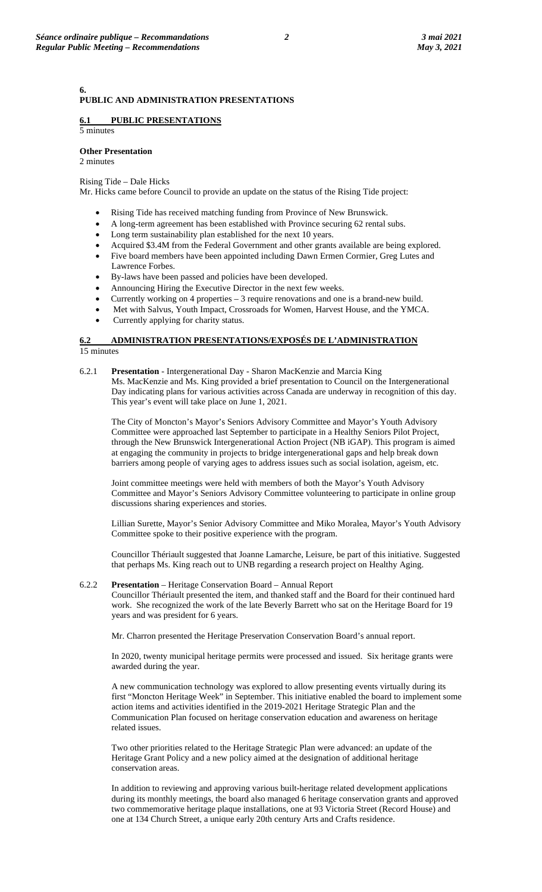## 6. PUBLIC AND ADMINISTRATION PRESENTATIONS

### 6.1 PUBLIC PRESENTATIONS

5 minutes

**Other Presentation**

2 minutes

Rising Tide – Dale Hicks

Mr. Hicks came before Council to provide an update on the status of the Rising Tide project:

- Rising Tide has received matching funding from Province of New Brunswick.
- A long-term agreement has been established with Province securing 62 rental subs.
- Long term sustainability plan established for the next 10 years.
- Acquired $3.4M from the Federal Government and other grants available are being explored.
- Five board members have been appointed including Dawn Ermen Cormier, Greg Lutes and Lawrence Forbes.
- By-laws have been passed and policies have been developed.
- Announcing Hiring the Executive Director in the next few weeks.
- Currently working on 4 properties – 3 require renovations and one is a brand-new build.
- Met with Salvus, Youth Impact, Crossroads for Women, Harvest House, and the YMCA.
- Currently applying for charity status.

### 6.2 ADMINISTRATION PRESENTATIONS/EXPOSÉS DE L'ADMINISTRATION

15 minutes

6.2.1 **Presentation** - Intergenerational Day - Sharon MacKenzie and Marcia King

Ms. MacKenzie and Ms. King provided a brief presentation to Council on the Intergenerational Day indicating plans for various activities across Canada are underway in recognition of this day. This year's event will take place on June 1, 2021.

The City of Moncton's Mayor's Seniors Advisory Committee and Mayor's Youth Advisory Committee were approached last September to participate in a Healthy Seniors Pilot Project, through the New Brunswick Intergenerational Action Project (NB iGAP). This program is aimed at engaging the community in projects to bridge intergenerational gaps and help break down barriers among people of varying ages to address issues such as social isolation, ageism, etc.

Joint committee meetings were held with members of both the Mayor's Youth Advisory Committee and Mayor's Seniors Advisory Committee volunteering to participate in online group discussions sharing experiences and stories.

Lillian Surette, Mayor's Senior Advisory Committee and Miko Moralea, Mayor's Youth Advisory Committee spoke to their positive experience with the program.

Councillor Thériault suggested that Joanne Lamarche, Leisure, be part of this initiative. Suggested that perhaps Ms. King reach out to UNB regarding a research project on Healthy Aging.

6.2.2 **Presentation** – Heritage Conservation Board – Annual Report

Councillor Thériault presented the item, and thanked staff and the Board for their continued hard work. She recognized the work of the late Beverly Barrett who sat on the Heritage Board for 19 years and was president for 6 years.

Mr. Charron presented the Heritage Preservation Conservation Board's annual report.

In 2020, twenty municipal heritage permits were processed and issued. Six heritage grants were awarded during the year.

A new communication technology was explored to allow presenting events virtually during its first "Moncton Heritage Week" in September. This initiative enabled the board to implement some action items and activities identified in the 2019-2021 Heritage Strategic Plan and the Communication Plan focused on heritage conservation education and awareness on heritage related issues.

Two other priorities related to the Heritage Strategic Plan were advanced: an update of the Heritage Grant Policy and a new policy aimed at the designation of additional heritage conservation areas.

In addition to reviewing and approving various built-heritage related development applications during its monthly meetings, the board also managed 6 heritage conservation grants and approved two commemorative heritage plaque installations, one at 93 Victoria Street (Record House) and one at 134 Church Street, a unique early 20th century Arts and Crafts residence.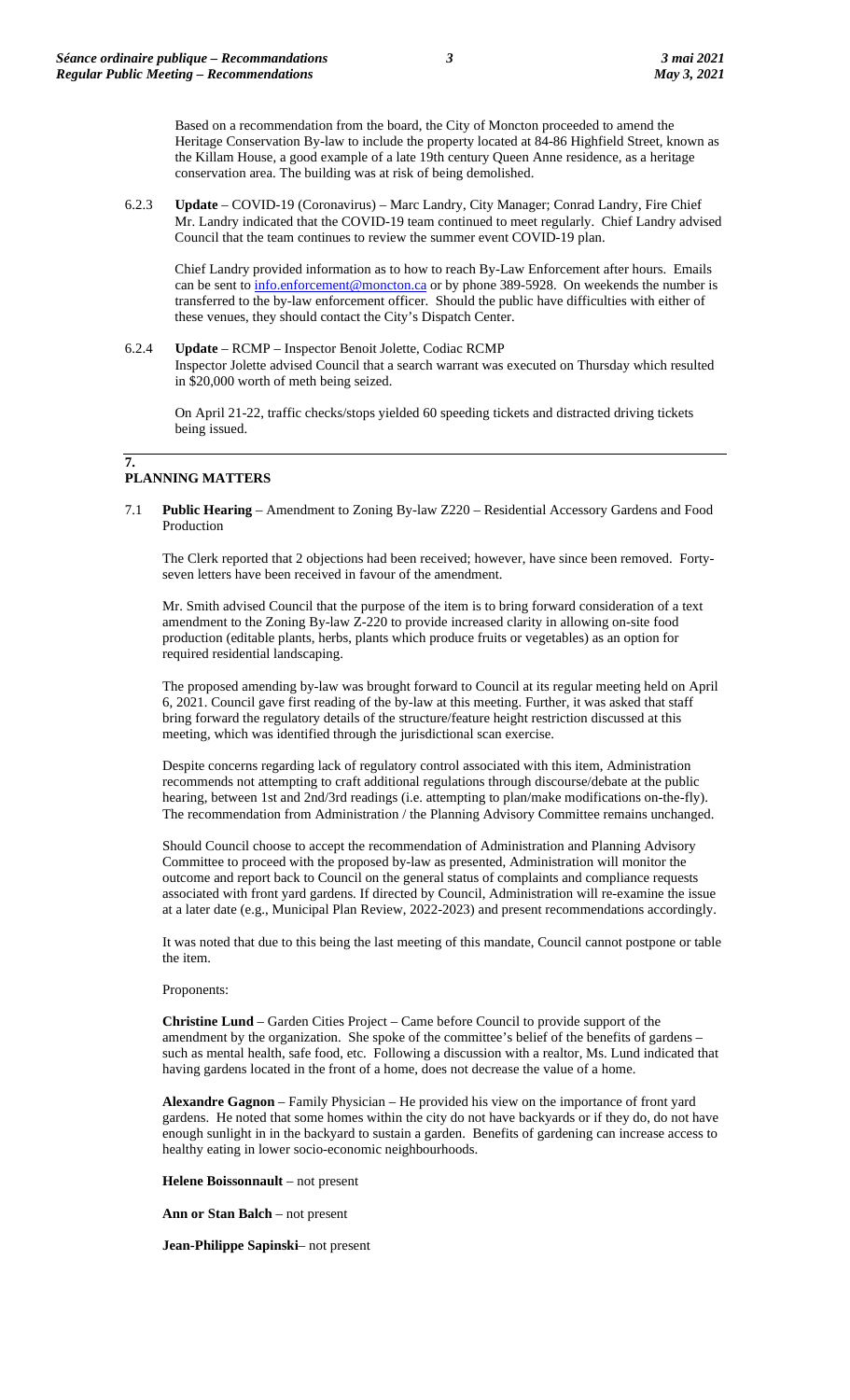Based on a recommendation from the board, the City of Moncton proceeded to amend the Heritage Conservation By-law to include the property located at 84-86 Highfield Street, known as the Killam House, a good example of a late 19th century Queen Anne residence, as a heritage conservation area. The building was at risk of being demolished.

6.2.3 **Update** – COVID-19 (Coronavirus) – Marc Landry, City Manager; Conrad Landry, Fire Chief
Mr. Landry indicated that the COVID-19 team continued to meet regularly. Chief Landry advised Council that the team continues to review the summer event COVID-19 plan.

Chief Landry provided information as to how to reach By-Law Enforcement after hours. Emails can be sent to info.enforcement@moncton.ca or by phone 389-5928. On weekends the number is transferred to the by-law enforcement officer. Should the public have difficulties with either of these venues, they should contact the City's Dispatch Center.

6.2.4 **Update** – RCMP – Inspector Benoit Jolette, Codiac RCMP
Inspector Jolette advised Council that a search warrant was executed on Thursday which resulted in $20,000 worth of meth being seized.

On April 21-22, traffic checks/stops yielded 60 speeding tickets and distracted driving tickets being issued.

## 7. PLANNING MATTERS

7.1 **Public Hearing** – Amendment to Zoning By-law Z220 – Residential Accessory Gardens and Food Production

The Clerk reported that 2 objections had been received; however, have since been removed. Forty-seven letters have been received in favour of the amendment.

Mr. Smith advised Council that the purpose of the item is to bring forward consideration of a text amendment to the Zoning By-law Z-220 to provide increased clarity in allowing on-site food production (editable plants, herbs, plants which produce fruits or vegetables) as an option for required residential landscaping.

The proposed amending by-law was brought forward to Council at its regular meeting held on April 6, 2021. Council gave first reading of the by-law at this meeting. Further, it was asked that staff bring forward the regulatory details of the structure/feature height restriction discussed at this meeting, which was identified through the jurisdictional scan exercise.

Despite concerns regarding lack of regulatory control associated with this item, Administration recommends not attempting to craft additional regulations through discourse/debate at the public hearing, between 1st and 2nd/3rd readings (i.e. attempting to plan/make modifications on-the-fly). The recommendation from Administration / the Planning Advisory Committee remains unchanged.

Should Council choose to accept the recommendation of Administration and Planning Advisory Committee to proceed with the proposed by-law as presented, Administration will monitor the outcome and report back to Council on the general status of complaints and compliance requests associated with front yard gardens. If directed by Council, Administration will re-examine the issue at a later date (e.g., Municipal Plan Review, 2022-2023) and present recommendations accordingly.

It was noted that due to this being the last meeting of this mandate, Council cannot postpone or table the item.

Proponents:

**Christine Lund** – Garden Cities Project – Came before Council to provide support of the amendment by the organization. She spoke of the committee's belief of the benefits of gardens – such as mental health, safe food, etc. Following a discussion with a realtor, Ms. Lund indicated that having gardens located in the front of a home, does not decrease the value of a home.

**Alexandre Gagnon** – Family Physician – He provided his view on the importance of front yard gardens. He noted that some homes within the city do not have backyards or if they do, do not have enough sunlight in in the backyard to sustain a garden. Benefits of gardening can increase access to healthy eating in lower socio-economic neighbourhoods.

**Helene Boissonnault** – not present

**Ann or Stan Balch** – not present

**Jean-Philippe Sapinski**– not present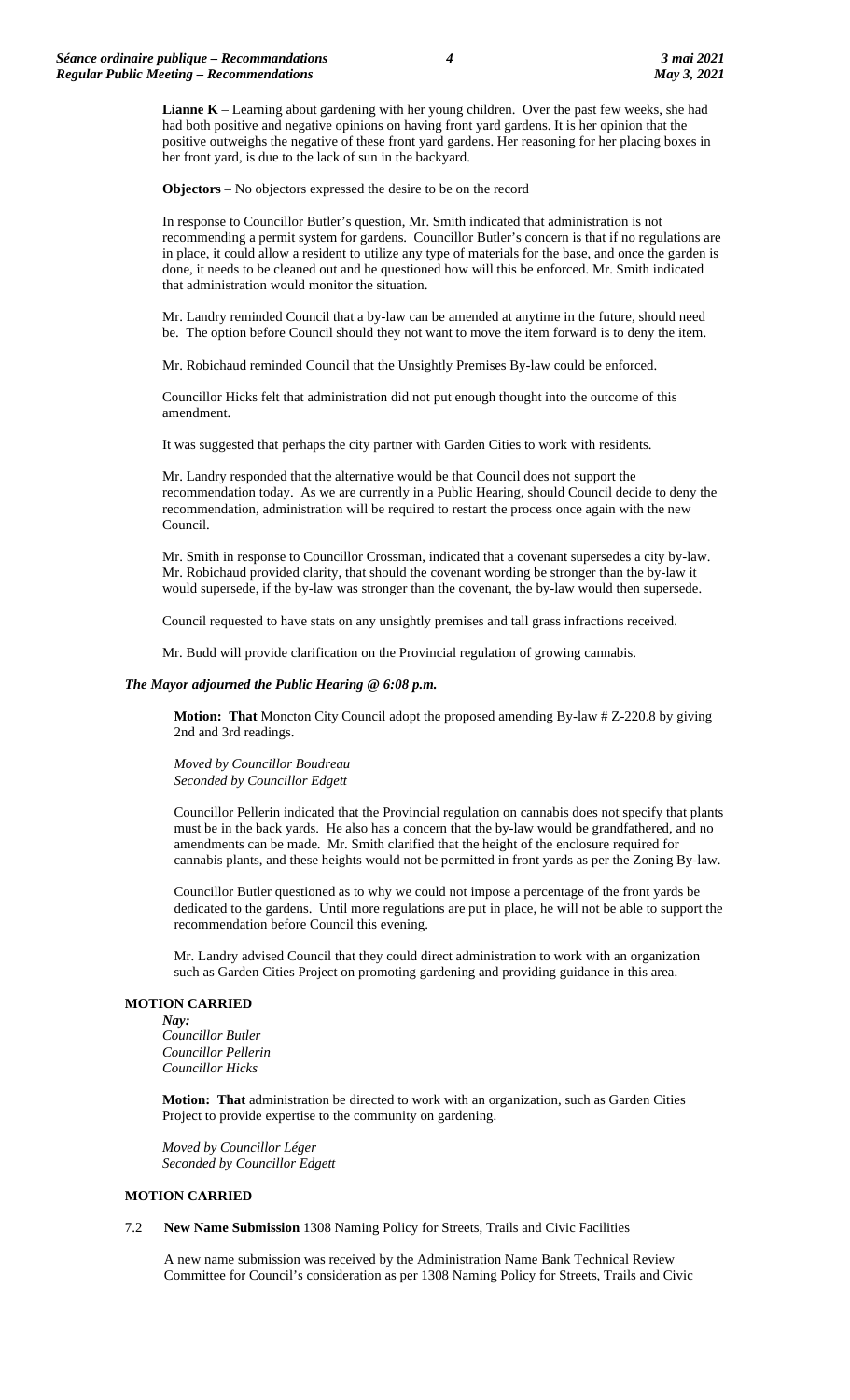**Lianne K** – Learning about gardening with her young children. Over the past few weeks, she had had both positive and negative opinions on having front yard gardens. It is her opinion that the positive outweighs the negative of these front yard gardens. Her reasoning for her placing boxes in her front yard, is due to the lack of sun in the backyard.

**Objectors** – No objectors expressed the desire to be on the record

In response to Councillor Butler's question, Mr. Smith indicated that administration is not recommending a permit system for gardens. Councillor Butler's concern is that if no regulations are in place, it could allow a resident to utilize any type of materials for the base, and once the garden is done, it needs to be cleaned out and he questioned how will this be enforced. Mr. Smith indicated that administration would monitor the situation.

Mr. Landry reminded Council that a by-law can be amended at anytime in the future, should need be. The option before Council should they not want to move the item forward is to deny the item.

Mr. Robichaud reminded Council that the Unsightly Premises By-law could be enforced.

Councillor Hicks felt that administration did not put enough thought into the outcome of this amendment.

It was suggested that perhaps the city partner with Garden Cities to work with residents.

Mr. Landry responded that the alternative would be that Council does not support the recommendation today. As we are currently in a Public Hearing, should Council decide to deny the recommendation, administration will be required to restart the process once again with the new Council.

Mr. Smith in response to Councillor Crossman, indicated that a covenant supersedes a city by-law. Mr. Robichaud provided clarity, that should the covenant wording be stronger than the by-law it would supersede, if the by-law was stronger than the covenant, the by-law would then supersede.

Council requested to have stats on any unsightly premises and tall grass infractions received.

Mr. Budd will provide clarification on the Provincial regulation of growing cannabis.

***The Mayor adjourned the Public Hearing @ 6:08 p.m.***

**Motion: That** Moncton City Council adopt the proposed amending By-law # Z-220.8 by giving 2nd and 3rd readings.

*Moved by Councillor Boudreau*
*Seconded by Councillor Edgett*

Councillor Pellerin indicated that the Provincial regulation on cannabis does not specify that plants must be in the back yards. He also has a concern that the by-law would be grandfathered, and no amendments can be made. Mr. Smith clarified that the height of the enclosure required for cannabis plants, and these heights would not be permitted in front yards as per the Zoning By-law.

Councillor Butler questioned as to why we could not impose a percentage of the front yards be dedicated to the gardens. Until more regulations are put in place, he will not be able to support the recommendation before Council this evening.

Mr. Landry advised Council that they could direct administration to work with an organization such as Garden Cities Project on promoting gardening and providing guidance in this area.

**MOTION CARRIED**

***Nay:***
*Councillor Butler*
*Councillor Pellerin*
*Councillor Hicks*

**Motion: That** administration be directed to work with an organization, such as Garden Cities Project to provide expertise to the community on gardening.

*Moved by Councillor Léger*
*Seconded by Councillor Edgett*

**MOTION CARRIED**

7.2 **New Name Submission** 1308 Naming Policy for Streets, Trails and Civic Facilities

A new name submission was received by the Administration Name Bank Technical Review Committee for Council's consideration as per 1308 Naming Policy for Streets, Trails and Civic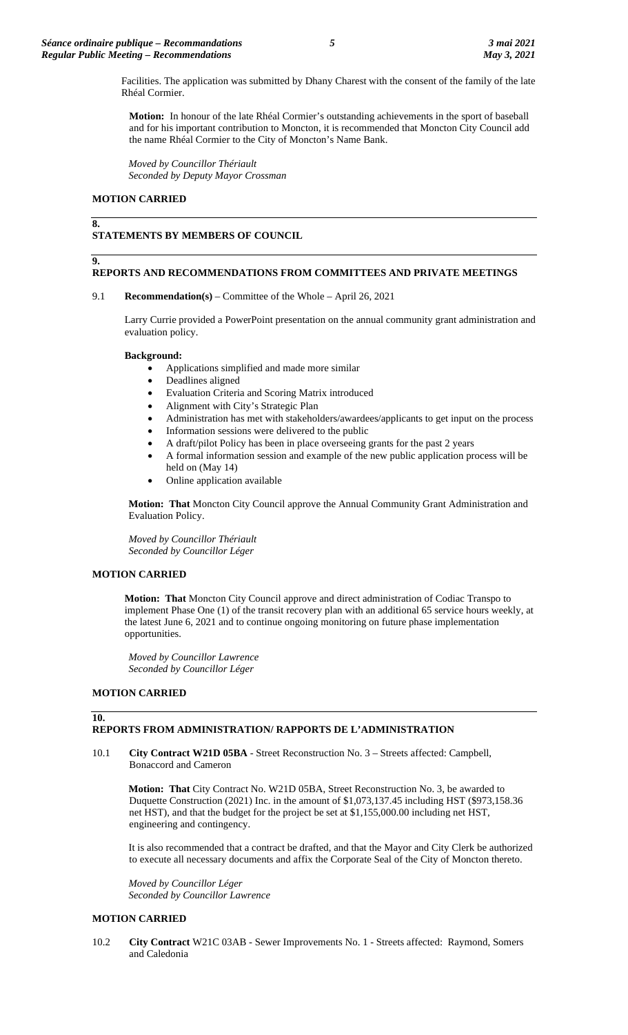Facilities. The application was submitted by Dhany Charest with the consent of the family of the late Rhéal Cormier.

**Motion:** In honour of the late Rhéal Cormier's outstanding achievements in the sport of baseball and for his important contribution to Moncton, it is recommended that Moncton City Council add the name Rhéal Cormier to the City of Moncton's Name Bank.

*Moved by Councillor Thériault*
*Seconded by Deputy Mayor Crossman*

**MOTION CARRIED**

## 8. STATEMENTS BY MEMBERS OF COUNCIL

## 9. REPORTS AND RECOMMENDATIONS FROM COMMITTEES AND PRIVATE MEETINGS

9.1 **Recommendation(s)** – Committee of the Whole – April 26, 2021

Larry Currie provided a PowerPoint presentation on the annual community grant administration and evaluation policy.

**Background:**

- Applications simplified and made more similar
- Deadlines aligned
- Evaluation Criteria and Scoring Matrix introduced
- Alignment with City's Strategic Plan
- Administration has met with stakeholders/awardees/applicants to get input on the process
- Information sessions were delivered to the public
- A draft/pilot Policy has been in place overseeing grants for the past 2 years
- A formal information session and example of the new public application process will be held on (May 14)
- Online application available

**Motion: That** Moncton City Council approve the Annual Community Grant Administration and Evaluation Policy.

*Moved by Councillor Thériault*
*Seconded by Councillor Léger*

**MOTION CARRIED**

**Motion: That** Moncton City Council approve and direct administration of Codiac Transpo to implement Phase One (1) of the transit recovery plan with an additional 65 service hours weekly, at the latest June 6, 2021 and to continue ongoing monitoring on future phase implementation opportunities.

*Moved by Councillor Lawrence*
*Seconded by Councillor Léger*

**MOTION CARRIED**

## 10. REPORTS FROM ADMINISTRATION/ RAPPORTS DE L'ADMINISTRATION

10.1 **City Contract W21D 05BA** - Street Reconstruction No. 3 – Streets affected: Campbell, Bonaccord and Cameron

**Motion: That** City Contract No. W21D 05BA, Street Reconstruction No. 3, be awarded to Duquette Construction (2021) Inc. in the amount of $1,073,137.45 including HST ($973,158.36 net HST), and that the budget for the project be set at $1,155,000.00 including net HST, engineering and contingency.

It is also recommended that a contract be drafted, and that the Mayor and City Clerk be authorized to execute all necessary documents and affix the Corporate Seal of the City of Moncton thereto.

*Moved by Councillor Léger*
*Seconded by Councillor Lawrence*

**MOTION CARRIED**

10.2 **City Contract** W21C 03AB - Sewer Improvements No. 1 - Streets affected: Raymond, Somers and Caledonia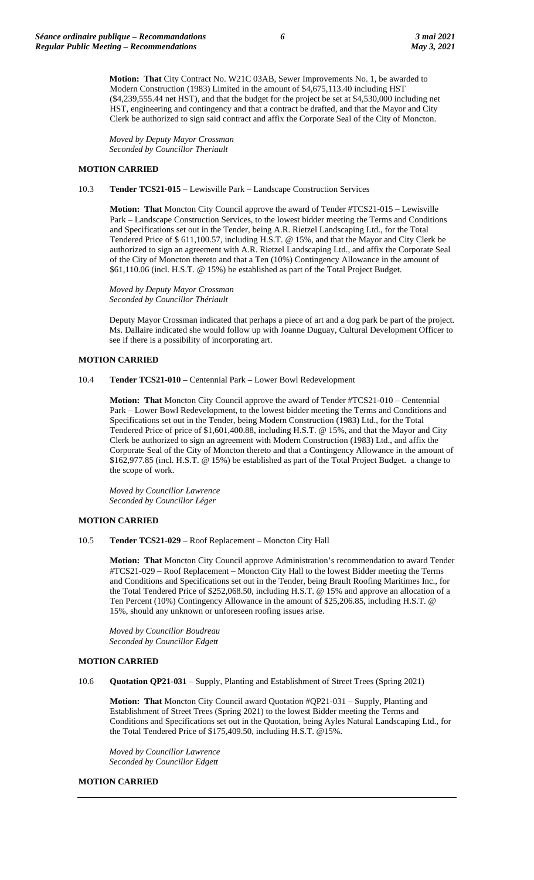**Motion: That** City Contract No. W21C 03AB, Sewer Improvements No. 1, be awarded to Modern Construction (1983) Limited in the amount of $4,675,113.40 including HST ($4,239,555.44 net HST), and that the budget for the project be set at $4,530,000 including net HST, engineering and contingency and that a contract be drafted, and that the Mayor and City Clerk be authorized to sign said contract and affix the Corporate Seal of the City of Moncton.

*Moved by Deputy Mayor Crossman*
*Seconded by Councillor Theriault*

**MOTION CARRIED**

10.3 **Tender TCS21-015** – Lewisville Park – Landscape Construction Services

**Motion: That** Moncton City Council approve the award of Tender #TCS21-015 – Lewisville Park – Landscape Construction Services, to the lowest bidder meeting the Terms and Conditions and Specifications set out in the Tender, being A.R. Rietzel Landscaping Ltd., for the Total Tendered Price of $ 611,100.57, including H.S.T. @ 15%, and that the Mayor and City Clerk be authorized to sign an agreement with A.R. Rietzel Landscaping Ltd., and affix the Corporate Seal of the City of Moncton thereto and that a Ten (10%) Contingency Allowance in the amount of $61,110.06 (incl. H.S.T. @ 15%) be established as part of the Total Project Budget.

*Moved by Deputy Mayor Crossman*
*Seconded by Councillor Thériault*

Deputy Mayor Crossman indicated that perhaps a piece of art and a dog park be part of the project. Ms. Dallaire indicated she would follow up with Joanne Duguay, Cultural Development Officer to see if there is a possibility of incorporating art.

**MOTION CARRIED**

10.4 **Tender TCS21-010** – Centennial Park – Lower Bowl Redevelopment

**Motion: That** Moncton City Council approve the award of Tender #TCS21-010 – Centennial Park – Lower Bowl Redevelopment, to the lowest bidder meeting the Terms and Conditions and Specifications set out in the Tender, being Modern Construction (1983) Ltd., for the Total Tendered Price of price of $1,601,400.88, including H.S.T. @ 15%, and that the Mayor and City Clerk be authorized to sign an agreement with Modern Construction (1983) Ltd., and affix the Corporate Seal of the City of Moncton thereto and that a Contingency Allowance in the amount of $162,977.85 (incl. H.S.T. @ 15%) be established as part of the Total Project Budget. a change to the scope of work.

*Moved by Councillor Lawrence*
*Seconded by Councillor Léger*

**MOTION CARRIED**

10.5 **Tender TCS21-029** – Roof Replacement – Moncton City Hall

**Motion: That** Moncton City Council approve Administration's recommendation to award Tender #TCS21-029 – Roof Replacement – Moncton City Hall to the lowest Bidder meeting the Terms and Conditions and Specifications set out in the Tender, being Brault Roofing Maritimes Inc., for the Total Tendered Price of $252,068.50, including H.S.T. @ 15% and approve an allocation of a Ten Percent (10%) Contingency Allowance in the amount of $25,206.85, including H.S.T. @ 15%, should any unknown or unforeseen roofing issues arise.

*Moved by Councillor Boudreau*
*Seconded by Councillor Edgett*

**MOTION CARRIED**

10.6 **Quotation QP21-031** – Supply, Planting and Establishment of Street Trees (Spring 2021)

**Motion: That** Moncton City Council award Quotation #QP21-031 – Supply, Planting and Establishment of Street Trees (Spring 2021) to the lowest Bidder meeting the Terms and Conditions and Specifications set out in the Quotation, being Ayles Natural Landscaping Ltd., for the Total Tendered Price of $175,409.50, including H.S.T. @15%.

*Moved by Councillor Lawrence*
*Seconded by Councillor Edgett*

**MOTION CARRIED**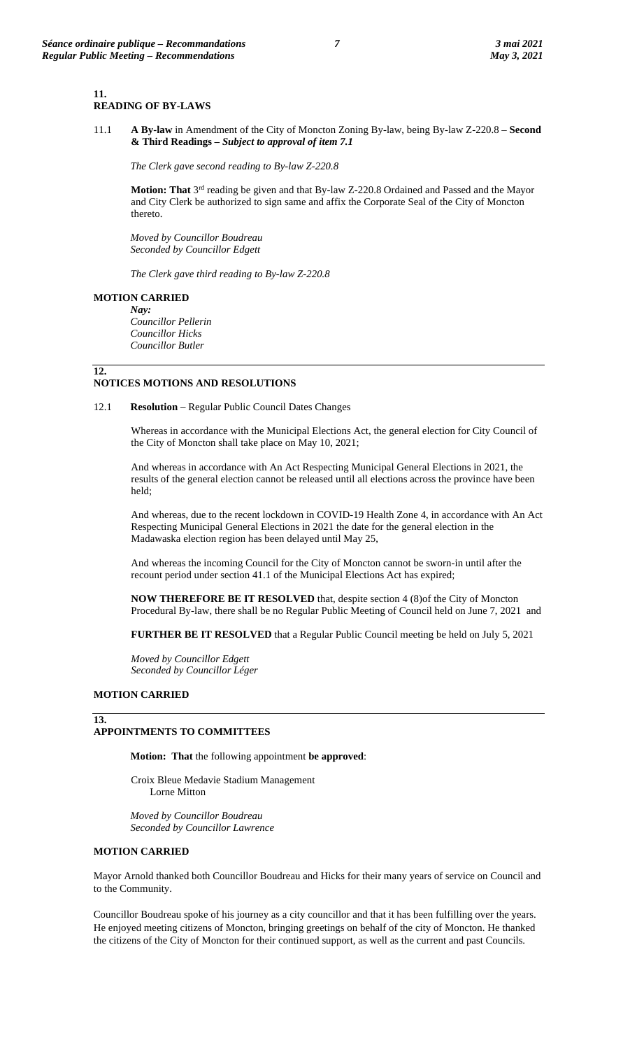## 11. READING OF BY-LAWS

11.1 **A By-law** in Amendment of the City of Moncton Zoning By-law, being By-law Z-220.8 – **Second & Third Readings –** ***Subject to approval of item 7.1***

*The Clerk gave second reading to By-law Z-220.8*

**Motion: That** 3rd reading be given and that By-law Z-220.8 Ordained and Passed and the Mayor and City Clerk be authorized to sign same and affix the Corporate Seal of the City of Moncton thereto.

*Moved by Councillor Boudreau*
*Seconded by Councillor Edgett*

*The Clerk gave third reading to By-law Z-220.8*

**MOTION CARRIED**

*Nay:*
*Councillor Pellerin*
*Councillor Hicks*
*Councillor Butler*

## 12. NOTICES MOTIONS AND RESOLUTIONS

12.1 **Resolution** – Regular Public Council Dates Changes

Whereas in accordance with the Municipal Elections Act, the general election for City Council of the City of Moncton shall take place on May 10, 2021;

And whereas in accordance with An Act Respecting Municipal General Elections in 2021, the results of the general election cannot be released until all elections across the province have been held;

And whereas, due to the recent lockdown in COVID-19 Health Zone 4, in accordance with An Act Respecting Municipal General Elections in 2021 the date for the general election in the Madawaska election region has been delayed until May 25,

And whereas the incoming Council for the City of Moncton cannot be sworn-in until after the recount period under section 41.1 of the Municipal Elections Act has expired;

**NOW THEREFORE BE IT RESOLVED** that, despite section 4 (8)of the City of Moncton Procedural By-law, there shall be no Regular Public Meeting of Council held on June 7, 2021 and

**FURTHER BE IT RESOLVED** that a Regular Public Council meeting be held on July 5, 2021

*Moved by Councillor Edgett*
*Seconded by Councillor Léger*

**MOTION CARRIED**

## 13. APPOINTMENTS TO COMMITTEES

**Motion: That** the following appointment **be approved**:

Croix Bleue Medavie Stadium Management
Lorne Mitton

*Moved by Councillor Boudreau*
*Seconded by Councillor Lawrence*

**MOTION CARRIED**

Mayor Arnold thanked both Councillor Boudreau and Hicks for their many years of service on Council and to the Community.

Councillor Boudreau spoke of his journey as a city councillor and that it has been fulfilling over the years. He enjoyed meeting citizens of Moncton, bringing greetings on behalf of the city of Moncton. He thanked the citizens of the City of Moncton for their continued support, as well as the current and past Councils.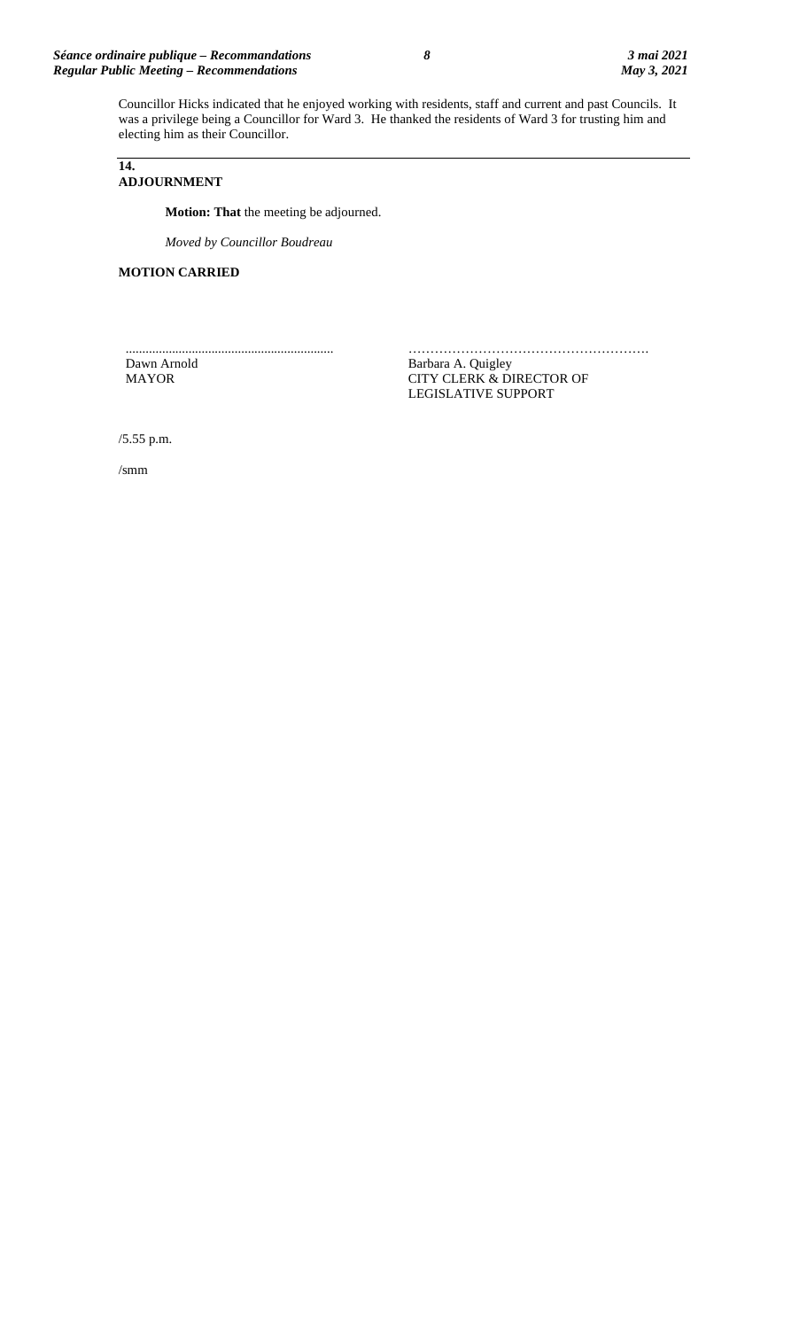Councillor Hicks indicated that he enjoyed working with residents, staff and current and past Councils. It was a privilege being a Councillor for Ward 3. He thanked the residents of Ward 3 for trusting him and electing him as their Councillor.

## 14. ADJOURNMENT

**Motion: That** the meeting be adjourned.

*Moved by Councillor Boudreau*

**MOTION CARRIED**

| | |
|---|---|
| .............................................................. | ………………………………………………. |
| Dawn Arnold | Barbara A. Quigley |
| MAYOR | CITY CLERK & DIRECTOR OF LEGISLATIVE SUPPORT |

/5.55 p.m.

/smm